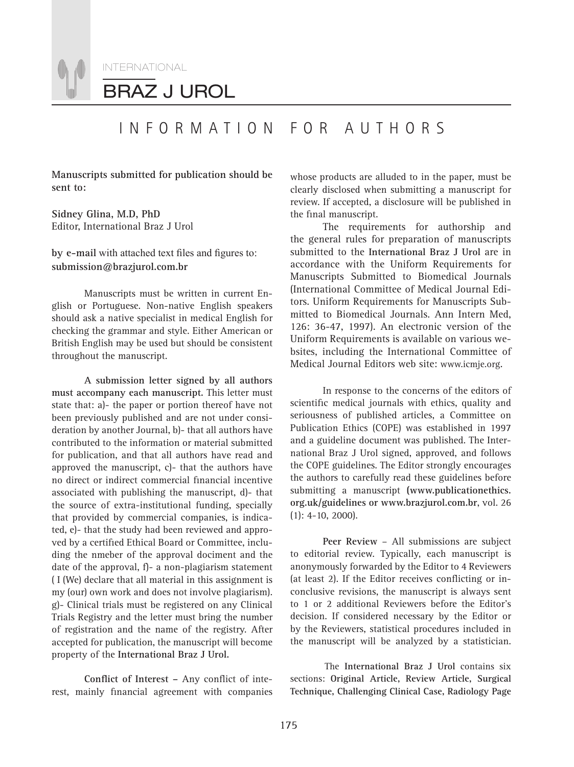# INFORMATION FOR AUTHORS

**Manuscripts submitted for publication should be sent to:**

**Sidney Glina, M.D, PhD**
Editor, International Braz J Urol

**by e-mail** with attached text files and figures to:
**submission@brazjurol.com.br**

Manuscripts must be written in current English or Portuguese. Non-native English speakers should ask a native specialist in medical English for checking the grammar and style. Either American or British English may be used but should be consistent throughout the manuscript.

**A submission letter signed by all authors must accompany each manuscript.** This letter must state that: a)- the paper or portion thereof have not been previously published and are not under consideration by another Journal, b)- that all authors have contributed to the information or material submitted for publication, and that all authors have read and approved the manuscript, c)- that the authors have no direct or indirect commercial financial incentive associated with publishing the manuscript, d)- that the source of extra-institutional funding, specially that provided by commercial companies, is indicated, e)- that the study had been reviewed and approved by a certified Ethical Board or Committee, including the nmeber of the approval dociment and the date of the approval, f)- a non-plagiarism statement ( I (We) declare that all material in this assignment is my (our) own work and does not involve plagiarism). g)- Clinical trials must be registered on any Clinical Trials Registry and the letter must bring the number of registration and the name of the registry. After accepted for publication, the manuscript will become property of the **International Braz J Urol.**

**Conflict of Interest –** Any conflict of interest, mainly financial agreement with companies whose products are alluded to in the paper, must be clearly disclosed when submitting a manuscript for review. If accepted, a disclosure will be published in the final manuscript.

The requirements for authorship and the general rules for preparation of manuscripts submitted to the **International Braz J Urol** are in accordance with the Uniform Requirements for Manuscripts Submitted to Biomedical Journals (International Committee of Medical Journal Editors. Uniform Requirements for Manuscripts Submitted to Biomedical Journals. Ann Intern Med, 126: 36-47, 1997). An electronic version of the Uniform Requirements is available on various websites, including the International Committee of Medical Journal Editors web site: www.icmje.org.

In response to the concerns of the editors of scientific medical journals with ethics, quality and seriousness of published articles, a Committee on Publication Ethics (COPE) was established in 1997 and a guideline document was published. The International Braz J Urol signed, approved, and follows the COPE guidelines. The Editor strongly encourages the authors to carefully read these guidelines before submitting a manuscript **(www.publicationethics.org.uk/guidelines or www.brazjurol.com.br**, vol. 26 (1): 4-10, 2000).

**Peer Review** – All submissions are subject to editorial review. Typically, each manuscript is anonymously forwarded by the Editor to 4 Reviewers (at least 2). If the Editor receives conflicting or inconclusive revisions, the manuscript is always sent to 1 or 2 additional Reviewers before the Editor's decision. If considered necessary by the Editor or by the Reviewers, statistical procedures included in the manuscript will be analyzed by a statistician.

The **International Braz J Urol** contains six sections: **Original Article, Review Article, Surgical Technique, Challenging Clinical Case, Radiology Page**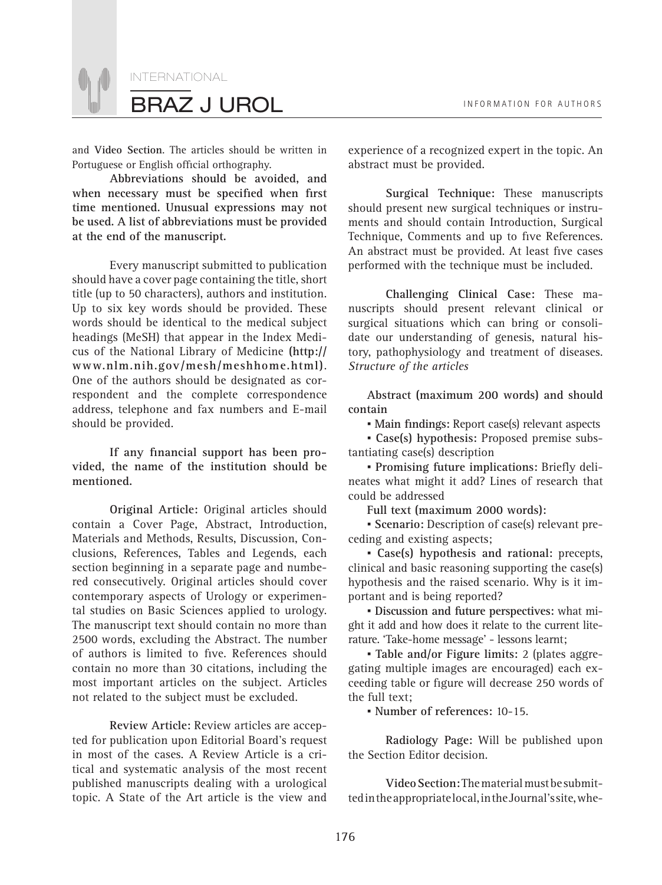and **Video Section**. The articles should be written in Portuguese or English official orthography.

**Abbreviations should be avoided, and when necessary must be specified when first time mentioned. Unusual expressions may not be used. A list of abbreviations must be provided at the end of the manuscript.**

Every manuscript submitted to publication should have a cover page containing the title, short title (up to 50 characters), authors and institution. Up to six key words should be provided. These words should be identical to the medical subject headings (MeSH) that appear in the Index Medicus of the National Library of Medicine **(http://www.nlm.nih.gov/mesh/meshhome.html)**. One of the authors should be designated as correspondent and the complete correspondence address, telephone and fax numbers and E-mail should be provided.

**If any financial support has been provided, the name of the institution should be mentioned.**

**Original Article:** Original articles should contain a Cover Page, Abstract, Introduction, Materials and Methods, Results, Discussion, Conclusions, References, Tables and Legends, each section beginning in a separate page and numbered consecutively. Original articles should cover contemporary aspects of Urology or experimental studies on Basic Sciences applied to urology. The manuscript text should contain no more than 2500 words, excluding the Abstract. The number of authors is limited to five. References should contain no more than 30 citations, including the most important articles on the subject. Articles not related to the subject must be excluded.

**Review Article:** Review articles are accepted for publication upon Editorial Board's request in most of the cases. A Review Article is a critical and systematic analysis of the most recent published manuscripts dealing with a urological topic. A State of the Art article is the view and experience of a recognized expert in the topic. An abstract must be provided.

**Surgical Technique:** These manuscripts should present new surgical techniques or instruments and should contain Introduction, Surgical Technique, Comments and up to five References. An abstract must be provided. At least five cases performed with the technique must be included.

**Challenging Clinical Case:** These manuscripts should present relevant clinical or surgical situations which can bring or consolidate our understanding of genesis, natural history, pathophysiology and treatment of diseases.
*Structure of the articles*

**Abstract (maximum 200 words) and should contain**

- **Main findings:** Report case(s) relevant aspects
- **Case(s) hypothesis:** Proposed premise substantiating case(s) description
- **Promising future implications:** Briefly delineates what might it add? Lines of research that could be addressed

**Full text (maximum 2000 words):**

- **Scenario:** Description of case(s) relevant preceding and existing aspects;
- **Case(s) hypothesis and rational:** precepts, clinical and basic reasoning supporting the case(s) hypothesis and the raised scenario. Why is it important and is being reported?
- **Discussion and future perspectives:** what might it add and how does it relate to the current literature. 'Take-home message' - lessons learnt;
- **Table and/or Figure limits:** 2 (plates aggregating multiple images are encouraged) each exceeding table or figure will decrease 250 words of the full text;
- **Number of references:** 10-15.

**Radiology Page:** Will be published upon the Section Editor decision.

**Video Section:** The material must be submitted in the appropriate local, in the Journal's site, whe-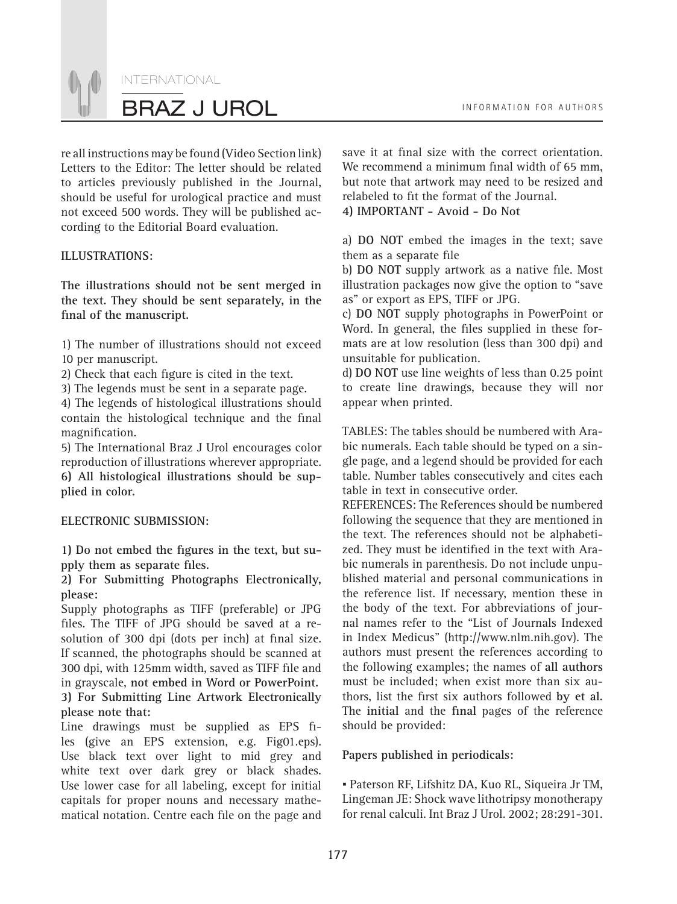re all instructions may be found (Video Section link)
Letters to the Editor: The letter should be related to articles previously published in the Journal, should be useful for urological practice and must not exceed 500 words. They will be published according to the Editorial Board evaluation.

**ILLUSTRATIONS:**

**The illustrations should not be sent merged in the text. They should be sent separately, in the final of the manuscript.**

1) The number of illustrations should not exceed 10 per manuscript.
2) Check that each figure is cited in the text.
3) The legends must be sent in a separate page.
4) The legends of histological illustrations should contain the histological technique and the final magnification.
5) The International Braz J Urol encourages color reproduction of illustrations wherever appropriate.
**6) All histological illustrations should be supplied in color.**

**ELECTRONIC SUBMISSION:**

**1) Do not embed the figures in the text, but supply them as separate files.**
**2) For Submitting Photographs Electronically, please:**
Supply photographs as TIFF (preferable) or JPG files. The TIFF of JPG should be saved at a resolution of 300 dpi (dots per inch) at final size. If scanned, the photographs should be scanned at 300 dpi, with 125mm width, saved as TIFF file and in grayscale, **not embed in Word or PowerPoint.**
**3) For Submitting Line Artwork Electronically please note that:**
Line drawings must be supplied as EPS files (give an EPS extension, e.g. Fig01.eps). Use black text over light to mid grey and white text over dark grey or black shades. Use lower case for all labeling, except for initial capitals for proper nouns and necessary mathematical notation. Centre each file on the page and save it at final size with the correct orientation. We recommend a minimum final width of 65 mm, but note that artwork may need to be resized and relabeled to fit the format of the Journal.
**4) IMPORTANT - Avoid - Do Not**

a) **DO NOT** embed the images in the text; save them as a separate file
b) **DO NOT** supply artwork as a native file. Most illustration packages now give the option to "save as" or export as EPS, TIFF or JPG.
c) **DO NOT** supply photographs in PowerPoint or Word. In general, the files supplied in these formats are at low resolution (less than 300 dpi) and unsuitable for publication.
d) **DO NOT** use line weights of less than 0.25 point to create line drawings, because they will nor appear when printed.

TABLES: The tables should be numbered with Arabic numerals. Each table should be typed on a single page, and a legend should be provided for each table. Number tables consecutively and cites each table in text in consecutive order.
REFERENCES: The References should be numbered following the sequence that they are mentioned in the text. The references should not be alphabetized. They must be identified in the text with Arabic numerals in parenthesis. Do not include unpublished material and personal communications in the reference list. If necessary, mention these in the body of the text. For abbreviations of journal names refer to the "List of Journals Indexed in Index Medicus" (http://www.nlm.nih.gov). The authors must present the references according to the following examples; the names of **all authors** must be included; when exist more than six authors, list the first six authors followed **by et al.** The **initial** and the **final** pages of the reference should be provided:

**Papers published in periodicals:**

- Paterson RF, Lifshitz DA, Kuo RL, Siqueira Jr TM, Lingeman JE: Shock wave lithotripsy monotherapy for renal calculi. Int Braz J Urol. 2002; 28:291-301.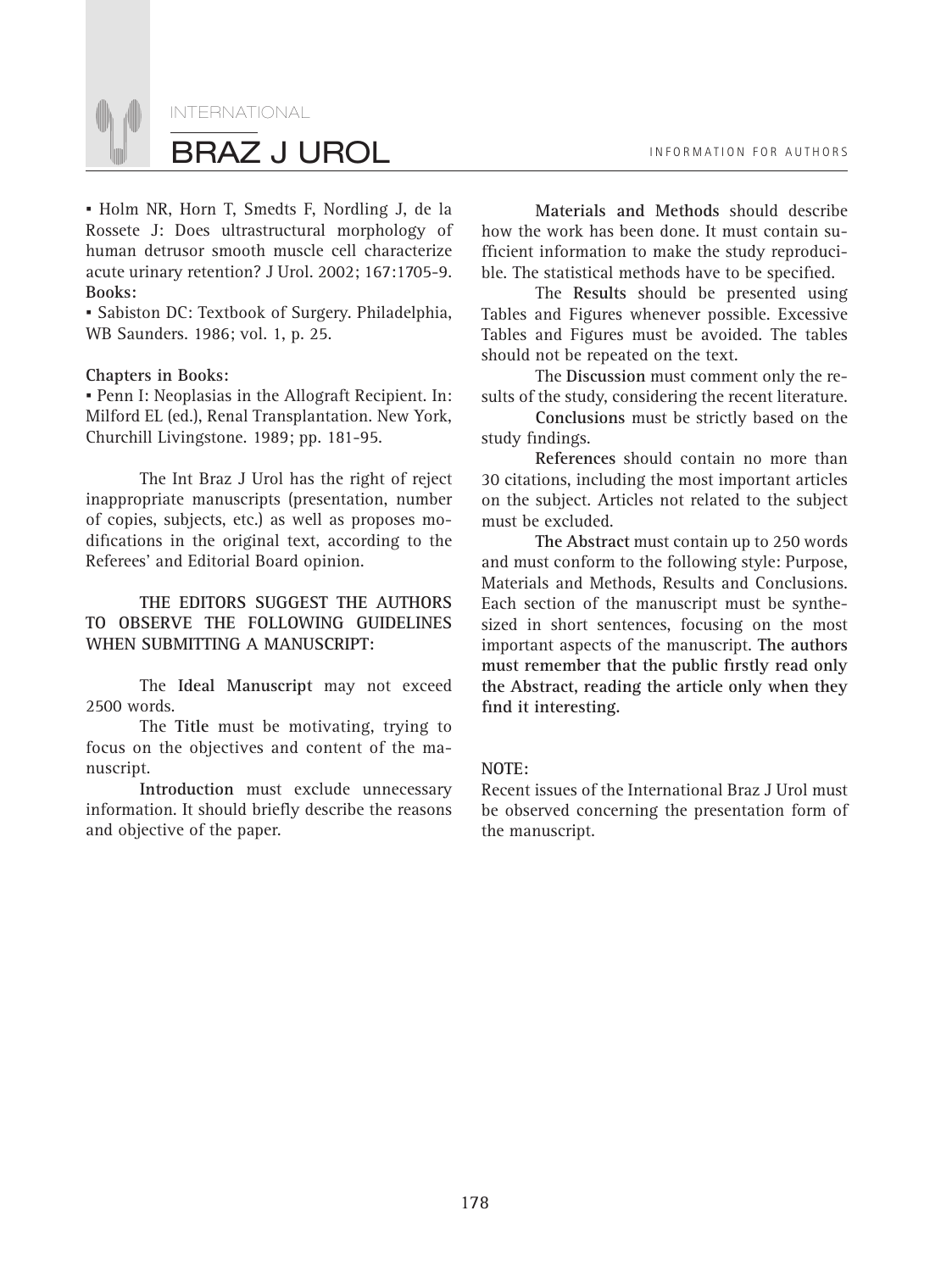▪ Holm NR, Horn T, Smedts F, Nordling J, de la Rossete J: Does ultrastructural morphology of human detrusor smooth muscle cell characterize acute urinary retention? J Urol. 2002; 167:1705-9.

**Books:**

▪ Sabiston DC: Textbook of Surgery. Philadelphia, WB Saunders. 1986; vol. 1, p. 25.

**Chapters in Books:**

▪ Penn I: Neoplasias in the Allograft Recipient. In: Milford EL (ed.), Renal Transplantation. New York, Churchill Livingstone. 1989; pp. 181-95.

The Int Braz J Urol has the right of reject inappropriate manuscripts (presentation, number of copies, subjects, etc.) as well as proposes modifications in the original text, according to the Referees' and Editorial Board opinion.

**THE EDITORS SUGGEST THE AUTHORS TO OBSERVE THE FOLLOWING GUIDELINES WHEN SUBMITTING A MANUSCRIPT:**

The **Ideal Manuscript** may not exceed 2500 words.

The **Title** must be motivating, trying to focus on the objectives and content of the manuscript.

**Introduction** must exclude unnecessary information. It should briefly describe the reasons and objective of the paper.

**Materials and Methods** should describe how the work has been done. It must contain sufficient information to make the study reproducible. The statistical methods have to be specified.

The **Results** should be presented using Tables and Figures whenever possible. Excessive Tables and Figures must be avoided. The tables should not be repeated on the text.

The **Discussion** must comment only the results of the study, considering the recent literature.

**Conclusions** must be strictly based on the study findings.

**References** should contain no more than 30 citations, including the most important articles on the subject. Articles not related to the subject must be excluded.

**The Abstract** must contain up to 250 words and must conform to the following style: Purpose, Materials and Methods, Results and Conclusions. Each section of the manuscript must be synthesized in short sentences, focusing on the most important aspects of the manuscript. **The authors must remember that the public firstly read only the Abstract, reading the article only when they find it interesting.**

**NOTE:**

Recent issues of the International Braz J Urol must be observed concerning the presentation form of the manuscript.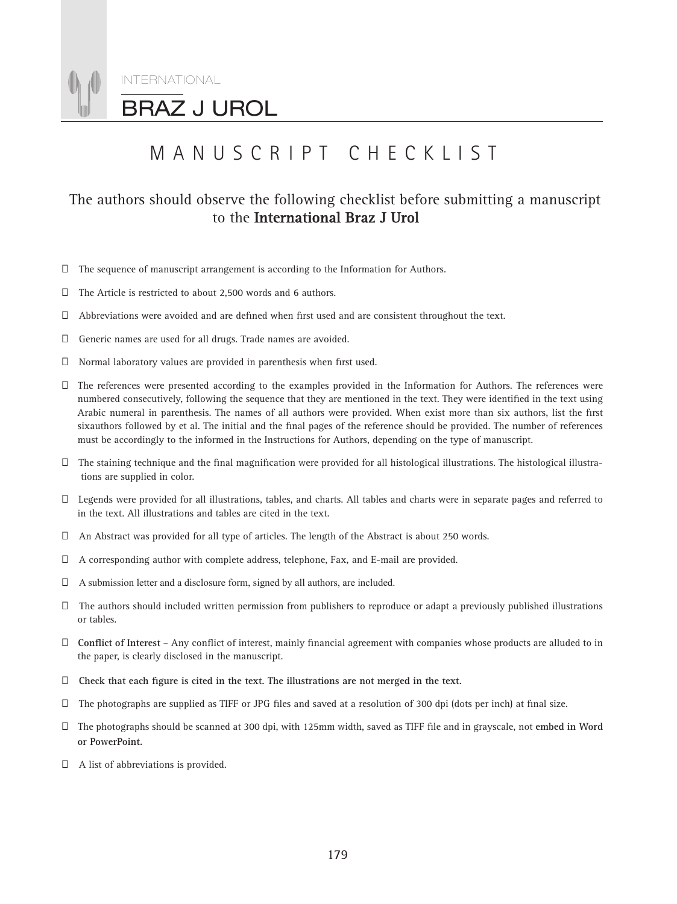INTERNATIONAL

BRAZ J UROL

# MANUSCRIPT CHECKLIST

## The authors should observe the following checklist before submitting a manuscript to the **International Braz J Urol**

-  The sequence of manuscript arrangement is according to the Information for Authors.
-  The Article is restricted to about 2,500 words and 6 authors.
-  Abbreviations were avoided and are defined when first used and are consistent throughout the text.
-  Generic names are used for all drugs. Trade names are avoided.
-  Normal laboratory values are provided in parenthesis when first used.
-  The references were presented according to the examples provided in the Information for Authors. The references were numbered consecutively, following the sequence that they are mentioned in the text. They were identified in the text using Arabic numeral in parenthesis. The names of all authors were provided. When exist more than six authors, list the first sixauthors followed by et al. The initial and the final pages of the reference should be provided. The number of references must be accordingly to the informed in the Instructions for Authors, depending on the type of manuscript.
-  The staining technique and the final magnification were provided for all histological illustrations. The histological illustrations are supplied in color.
-  Legends were provided for all illustrations, tables, and charts. All tables and charts were in separate pages and referred to in the text. All illustrations and tables are cited in the text.
-  An Abstract was provided for all type of articles. The length of the Abstract is about 250 words.
-  A corresponding author with complete address, telephone, Fax, and E-mail are provided.
-  A submission letter and a disclosure form, signed by all authors, are included.
-  The authors should included written permission from publishers to reproduce or adapt a previously published illustrations or tables.
-  **Conflict of Interest** – Any conflict of interest, mainly financial agreement with companies whose products are alluded to in the paper, is clearly disclosed in the manuscript.
-  **Check that each figure is cited in the text. The illustrations are not merged in the text.**
-  The photographs are supplied as TIFF or JPG files and saved at a resolution of 300 dpi (dots per inch) at final size.
-  The photographs should be scanned at 300 dpi, with 125mm width, saved as TIFF file and in grayscale, not **embed in Word or PowerPoint.**
-  A list of abbreviations is provided.